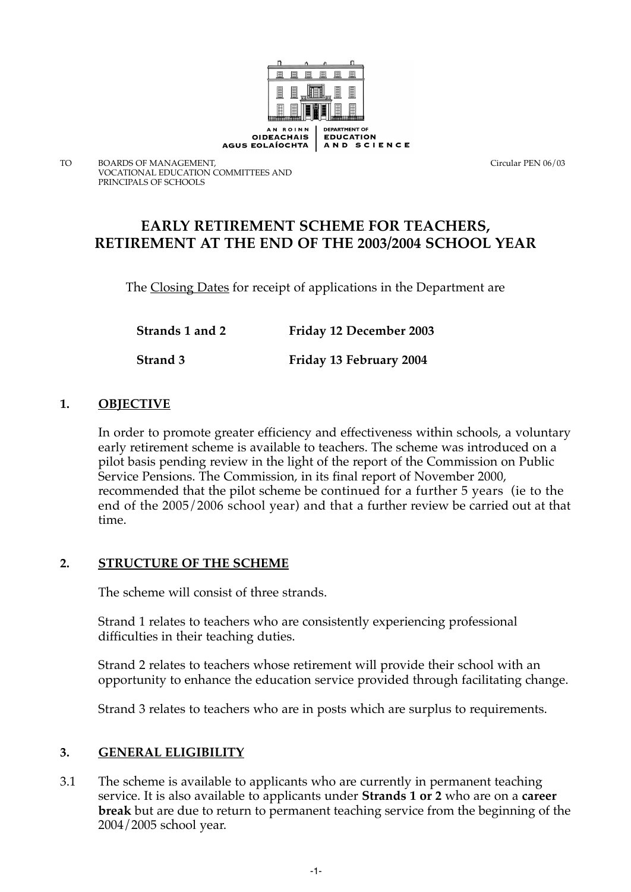AN ROINN OIDEACHAIS AGUS EOLAÍOCHTA | DEPARTMENT OF EDUCATION AND SCIENCE

TO BOARDS OF MANAGEMENT,
VOCATIONAL EDUCATION COMMITTEES AND
PRINCIPALS OF SCHOOLS

Circular PEN 06/03

# EARLY RETIREMENT SCHEME FOR TEACHERS, RETIREMENT AT THE END OF THE 2003/2004 SCHOOL YEAR

The Closing Dates for receipt of applications in the Department are

| | |
|---|---|
| **Strands 1 and 2** | **Friday 12 December 2003** |
| **Strand 3** | **Friday 13 February 2004** |

## 1. OBJECTIVE

In order to promote greater efficiency and effectiveness within schools, a voluntary early retirement scheme is available to teachers. The scheme was introduced on a pilot basis pending review in the light of the report of the Commission on Public Service Pensions. The Commission, in its final report of November 2000, recommended that the pilot scheme be continued for a further 5 years (ie to the end of the 2005/2006 school year) and that a further review be carried out at that time.

## 2. STRUCTURE OF THE SCHEME

The scheme will consist of three strands.

Strand 1 relates to teachers who are consistently experiencing professional difficulties in their teaching duties.

Strand 2 relates to teachers whose retirement will provide their school with an opportunity to enhance the education service provided through facilitating change.

Strand 3 relates to teachers who are in posts which are surplus to requirements.

## 3. GENERAL ELIGIBILITY

3.1 The scheme is available to applicants who are currently in permanent teaching service. It is also available to applicants under **Strands 1 or 2** who are on a **career break** but are due to return to permanent teaching service from the beginning of the 2004/2005 school year.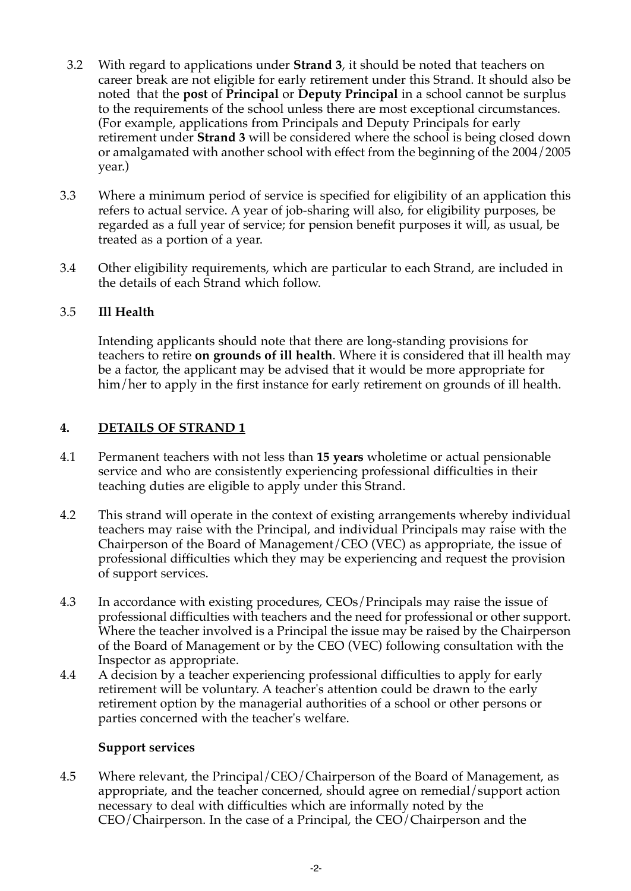3.2 With regard to applications under **Strand 3**, it should be noted that teachers on career break are not eligible for early retirement under this Strand. It should also be noted that the **post** of **Principal** or **Deputy Principal** in a school cannot be surplus to the requirements of the school unless there are most exceptional circumstances. (For example, applications from Principals and Deputy Principals for early retirement under **Strand 3** will be considered where the school is being closed down or amalgamated with another school with effect from the beginning of the 2004/2005 year.)

3.3 Where a minimum period of service is specified for eligibility of an application this refers to actual service. A year of job-sharing will also, for eligibility purposes, be regarded as a full year of service; for pension benefit purposes it will, as usual, be treated as a portion of a year.

3.4 Other eligibility requirements, which are particular to each Strand, are included in the details of each Strand which follow.

3.5 **Ill Health**

Intending applicants should note that there are long-standing provisions for teachers to retire **on grounds of ill health**. Where it is considered that ill health may be a factor, the applicant may be advised that it would be more appropriate for him/her to apply in the first instance for early retirement on grounds of ill health.

## 4. DETAILS OF STRAND 1

4.1 Permanent teachers with not less than **15 years** wholetime or actual pensionable service and who are consistently experiencing professional difficulties in their teaching duties are eligible to apply under this Strand.

4.2 This strand will operate in the context of existing arrangements whereby individual teachers may raise with the Principal, and individual Principals may raise with the Chairperson of the Board of Management/CEO (VEC) as appropriate, the issue of professional difficulties which they may be experiencing and request the provision of support services.

4.3 In accordance with existing procedures, CEOs/Principals may raise the issue of professional difficulties with teachers and the need for professional or other support. Where the teacher involved is a Principal the issue may be raised by the Chairperson of the Board of Management or by the CEO (VEC) following consultation with the Inspector as appropriate.

4.4 A decision by a teacher experiencing professional difficulties to apply for early retirement will be voluntary. A teacher's attention could be drawn to the early retirement option by the managerial authorities of a school or other persons or parties concerned with the teacher's welfare.

**Support services**

4.5 Where relevant, the Principal/CEO/Chairperson of the Board of Management, as appropriate, and the teacher concerned, should agree on remedial/support action necessary to deal with difficulties which are informally noted by the CEO/Chairperson. In the case of a Principal, the CEO/Chairperson and the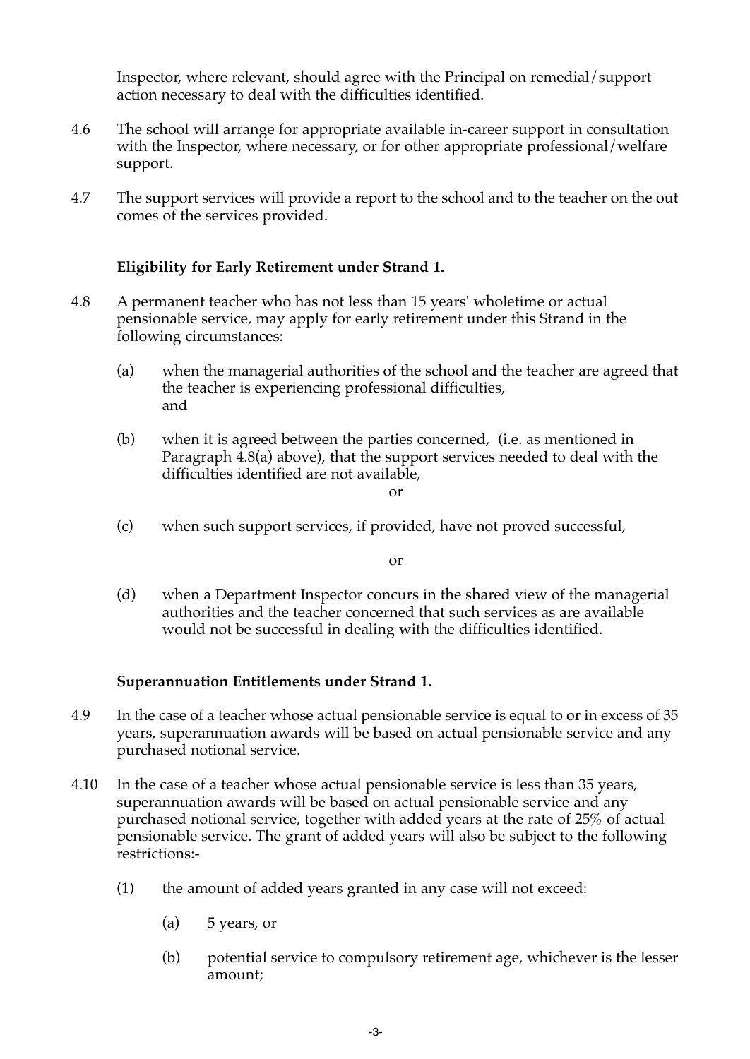Inspector, where relevant, should agree with the Principal on remedial/support action necessary to deal with the difficulties identified.

4.6 The school will arrange for appropriate available in-career support in consultation with the Inspector, where necessary, or for other appropriate professional/welfare support.

4.7 The support services will provide a report to the school and to the teacher on the out comes of the services provided.

**Eligibility for Early Retirement under Strand 1.**

4.8 A permanent teacher who has not less than 15 years' wholetime or actual pensionable service, may apply for early retirement under this Strand in the following circumstances:

(a) when the managerial authorities of the school and the teacher are agreed that the teacher is experiencing professional difficulties,
and

(b) when it is agreed between the parties concerned, (i.e. as mentioned in Paragraph 4.8(a) above), that the support services needed to deal with the difficulties identified are not available,

or

(c) when such support services, if provided, have not proved successful,

or

(d) when a Department Inspector concurs in the shared view of the managerial authorities and the teacher concerned that such services as are available would not be successful in dealing with the difficulties identified.

**Superannuation Entitlements under Strand 1.**

4.9 In the case of a teacher whose actual pensionable service is equal to or in excess of 35 years, superannuation awards will be based on actual pensionable service and any purchased notional service.

4.10 In the case of a teacher whose actual pensionable service is less than 35 years, superannuation awards will be based on actual pensionable service and any purchased notional service, together with added years at the rate of 25% of actual pensionable service. The grant of added years will also be subject to the following restrictions:-

(1) the amount of added years granted in any case will not exceed:

(a) 5 years, or

(b) potential service to compulsory retirement age, whichever is the lesser amount;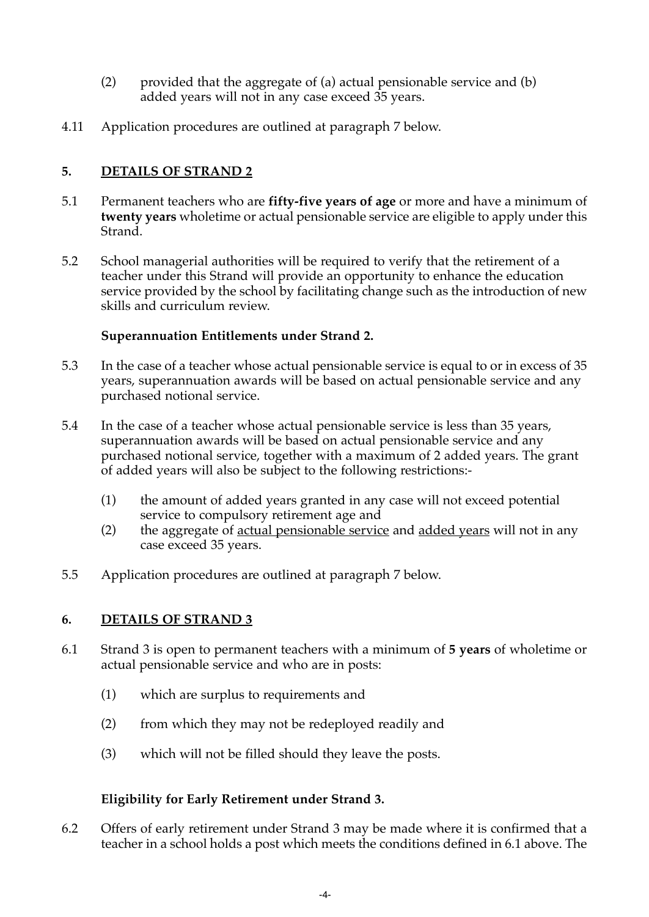(2) provided that the aggregate of (a) actual pensionable service and (b) added years will not in any case exceed 35 years.

4.11 Application procedures are outlined at paragraph 7 below.

## 5. <u>DETAILS OF STRAND 2</u>

5.1 Permanent teachers who are **fifty-five years of age** or more and have a minimum of **twenty years** wholetime or actual pensionable service are eligible to apply under this Strand.

5.2 School managerial authorities will be required to verify that the retirement of a teacher under this Strand will provide an opportunity to enhance the education service provided by the school by facilitating change such as the introduction of new skills and curriculum review.

**Superannuation Entitlements under Strand 2.**

5.3 In the case of a teacher whose actual pensionable service is equal to or in excess of 35 years, superannuation awards will be based on actual pensionable service and any purchased notional service.

5.4 In the case of a teacher whose actual pensionable service is less than 35 years, superannuation awards will be based on actual pensionable service and any purchased notional service, together with a maximum of 2 added years. The grant of added years will also be subject to the following restrictions:-

(1) the amount of added years granted in any case will not exceed potential service to compulsory retirement age and

(2) the aggregate of <u>actual pensionable service</u> and <u>added years</u> will not in any case exceed 35 years.

5.5 Application procedures are outlined at paragraph 7 below.

## 6. <u>DETAILS OF STRAND 3</u>

6.1 Strand 3 is open to permanent teachers with a minimum of **5 years** of wholetime or actual pensionable service and who are in posts:

(1) which are surplus to requirements and

(2) from which they may not be redeployed readily and

(3) which will not be filled should they leave the posts.

**Eligibility for Early Retirement under Strand 3.**

6.2 Offers of early retirement under Strand 3 may be made where it is confirmed that a teacher in a school holds a post which meets the conditions defined in 6.1 above. The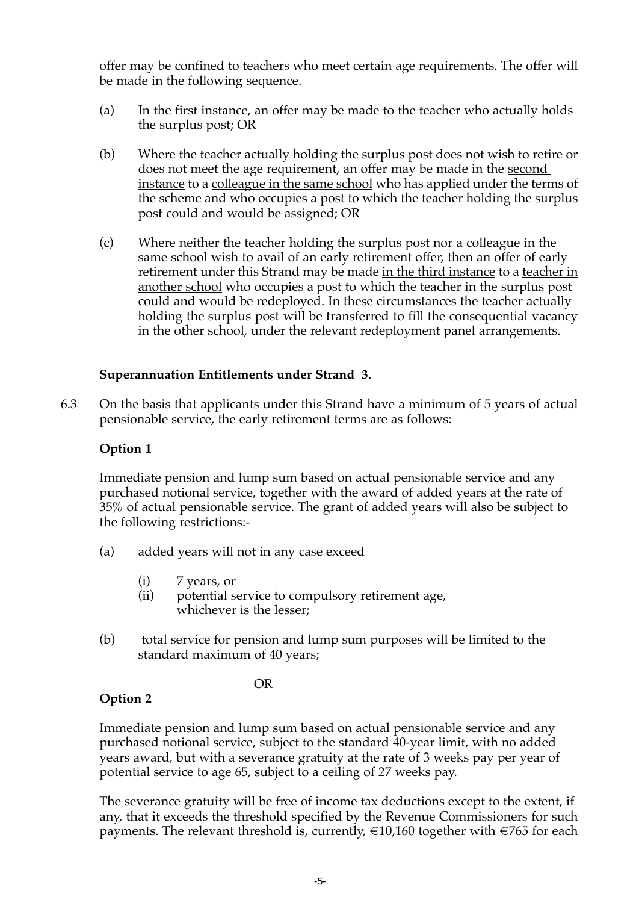offer may be confined to teachers who meet certain age requirements. The offer will be made in the following sequence.

(a) In the first instance, an offer may be made to the teacher who actually holds the surplus post; OR

(b) Where the teacher actually holding the surplus post does not wish to retire or does not meet the age requirement, an offer may be made in the second instance to a colleague in the same school who has applied under the terms of the scheme and who occupies a post to which the teacher holding the surplus post could and would be assigned; OR

(c) Where neither the teacher holding the surplus post nor a colleague in the same school wish to avail of an early retirement offer, then an offer of early retirement under this Strand may be made in the third instance to a teacher in another school who occupies a post to which the teacher in the surplus post could and would be redeployed. In these circumstances the teacher actually holding the surplus post will be transferred to fill the consequential vacancy in the other school, under the relevant redeployment panel arrangements.

**Superannuation Entitlements under Strand 3.**

6.3 On the basis that applicants under this Strand have a minimum of 5 years of actual pensionable service, the early retirement terms are as follows:

**Option 1**

Immediate pension and lump sum based on actual pensionable service and any purchased notional service, together with the award of added years at the rate of 35% of actual pensionable service. The grant of added years will also be subject to the following restrictions:-

(a) added years will not in any case exceed

   (i) 7 years, or
   (ii) potential service to compulsory retirement age, whichever is the lesser;

(b) total service for pension and lump sum purposes will be limited to the standard maximum of 40 years;

OR

**Option 2**

Immediate pension and lump sum based on actual pensionable service and any purchased notional service, subject to the standard 40-year limit, with no added years award, but with a severance gratuity at the rate of 3 weeks pay per year of potential service to age 65, subject to a ceiling of 27 weeks pay.

The severance gratuity will be free of income tax deductions except to the extent, if any, that it exceeds the threshold specified by the Revenue Commissioners for such payments. The relevant threshold is, currently, €10,160 together with €765 for each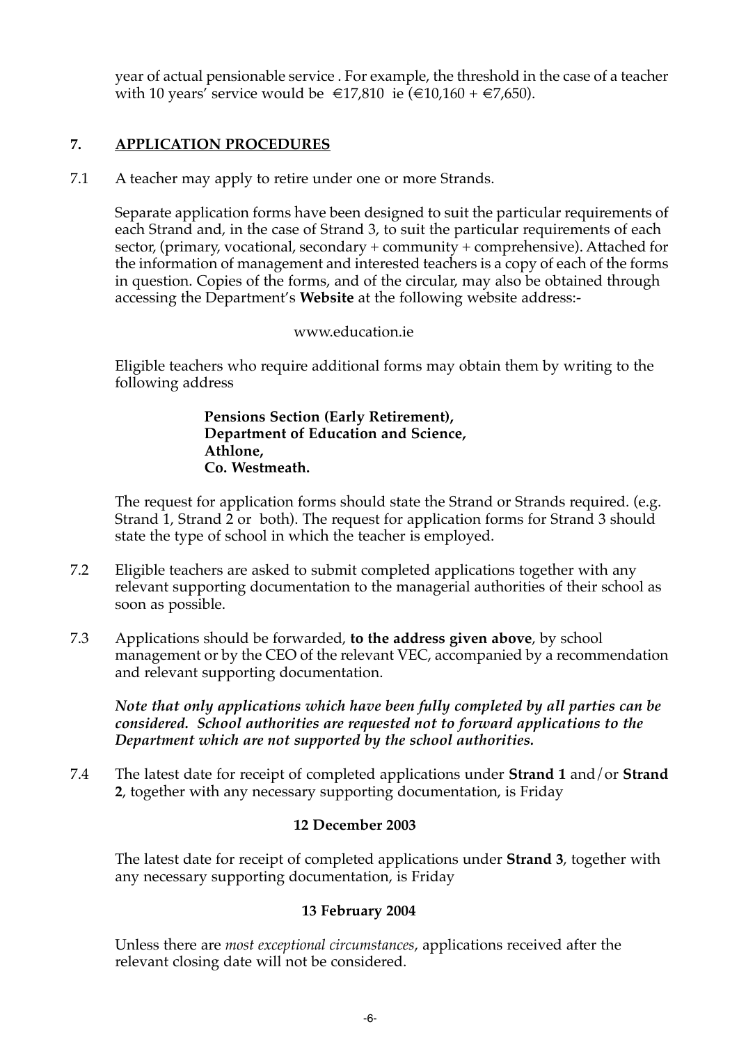year of actual pensionable service . For example, the threshold in the case of a teacher with 10 years' service would be €17,810 ie (€10,160 + €7,650).

## 7. APPLICATION PROCEDURES

7.1 A teacher may apply to retire under one or more Strands.

Separate application forms have been designed to suit the particular requirements of each Strand and, in the case of Strand 3, to suit the particular requirements of each sector, (primary, vocational, secondary + community + comprehensive). Attached for the information of management and interested teachers is a copy of each of the forms in question. Copies of the forms, and of the circular, may also be obtained through accessing the Department's **Website** at the following website address:-

www.education.ie

Eligible teachers who require additional forms may obtain them by writing to the following address

**Pensions Section (Early Retirement),**
**Department of Education and Science,**
**Athlone,**
**Co. Westmeath.**

The request for application forms should state the Strand or Strands required. (e.g. Strand 1, Strand 2 or both). The request for application forms for Strand 3 should state the type of school in which the teacher is employed.

7.2 Eligible teachers are asked to submit completed applications together with any relevant supporting documentation to the managerial authorities of their school as soon as possible.

7.3 Applications should be forwarded, **to the address given above**, by school management or by the CEO of the relevant VEC, accompanied by a recommendation and relevant supporting documentation.

***Note that only applications which have been fully completed by all parties can be considered. School authorities are requested not to forward applications to the Department which are not supported by the school authorities.***

7.4 The latest date for receipt of completed applications under **Strand 1** and/or **Strand 2**, together with any necessary supporting documentation, is Friday

**12 December 2003**

The latest date for receipt of completed applications under **Strand 3**, together with any necessary supporting documentation, is Friday

**13 February 2004**

Unless there are *most exceptional circumstances*, applications received after the relevant closing date will not be considered.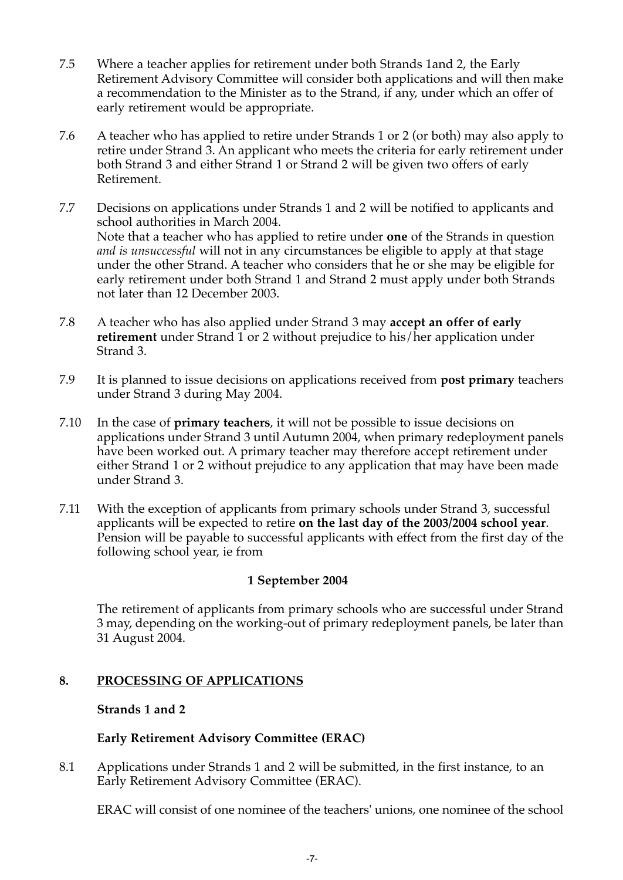7.5 Where a teacher applies for retirement under both Strands 1and 2, the Early Retirement Advisory Committee will consider both applications and will then make a recommendation to the Minister as to the Strand, if any, under which an offer of early retirement would be appropriate.

7.6 A teacher who has applied to retire under Strands 1 or 2 (or both) may also apply to retire under Strand 3. An applicant who meets the criteria for early retirement under both Strand 3 and either Strand 1 or Strand 2 will be given two offers of early Retirement.

7.7 Decisions on applications under Strands 1 and 2 will be notified to applicants and school authorities in March 2004.
Note that a teacher who has applied to retire under **one** of the Strands in question *and is unsuccessful* will not in any circumstances be eligible to apply at that stage under the other Strand. A teacher who considers that he or she may be eligible for early retirement under both Strand 1 and Strand 2 must apply under both Strands not later than 12 December 2003.

7.8 A teacher who has also applied under Strand 3 may **accept an offer of early retirement** under Strand 1 or 2 without prejudice to his/her application under Strand 3.

7.9 It is planned to issue decisions on applications received from **post primary** teachers under Strand 3 during May 2004.

7.10 In the case of **primary teachers**, it will not be possible to issue decisions on applications under Strand 3 until Autumn 2004, when primary redeployment panels have been worked out. A primary teacher may therefore accept retirement under either Strand 1 or 2 without prejudice to any application that may have been made under Strand 3.

7.11 With the exception of applicants from primary schools under Strand 3, successful applicants will be expected to retire **on the last day of the 2003/2004 school year**. Pension will be payable to successful applicants with effect from the first day of the following school year, ie from

**1 September 2004**

The retirement of applicants from primary schools who are successful under Strand 3 may, depending on the working-out of primary redeployment panels, be later than 31 August 2004.

## 8. PROCESSING OF APPLICATIONS

**Strands 1 and 2**

**Early Retirement Advisory Committee (ERAC)**

8.1 Applications under Strands 1 and 2 will be submitted, in the first instance, to an Early Retirement Advisory Committee (ERAC).

ERAC will consist of one nominee of the teachers' unions, one nominee of the school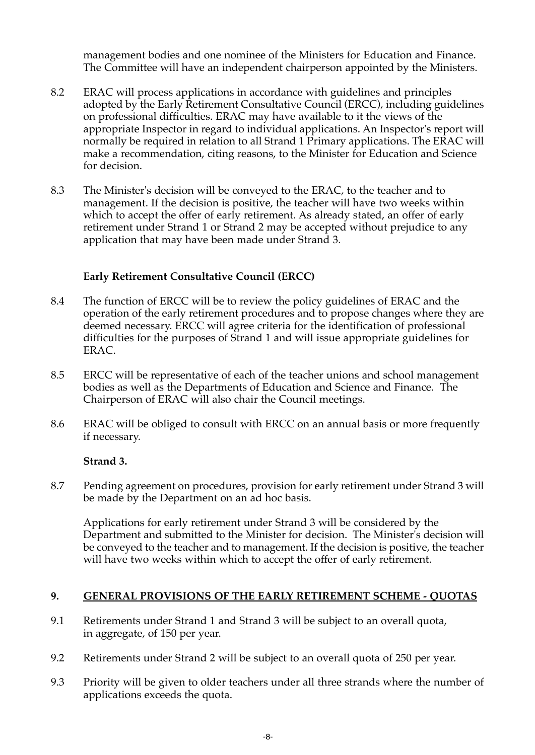management bodies and one nominee of the Ministers for Education and Finance. The Committee will have an independent chairperson appointed by the Ministers.

8.2 ERAC will process applications in accordance with guidelines and principles adopted by the Early Retirement Consultative Council (ERCC), including guidelines on professional difficulties. ERAC may have available to it the views of the appropriate Inspector in regard to individual applications. An Inspector's report will normally be required in relation to all Strand 1 Primary applications. The ERAC will make a recommendation, citing reasons, to the Minister for Education and Science for decision.

8.3 The Minister's decision will be conveyed to the ERAC, to the teacher and to management. If the decision is positive, the teacher will have two weeks within which to accept the offer of early retirement. As already stated, an offer of early retirement under Strand 1 or Strand 2 may be accepted without prejudice to any application that may have been made under Strand 3.

**Early Retirement Consultative Council (ERCC)**

8.4 The function of ERCC will be to review the policy guidelines of ERAC and the operation of the early retirement procedures and to propose changes where they are deemed necessary. ERCC will agree criteria for the identification of professional difficulties for the purposes of Strand 1 and will issue appropriate guidelines for ERAC.

8.5 ERCC will be representative of each of the teacher unions and school management bodies as well as the Departments of Education and Science and Finance. The Chairperson of ERAC will also chair the Council meetings.

8.6 ERAC will be obliged to consult with ERCC on an annual basis or more frequently if necessary.

**Strand 3.**

8.7 Pending agreement on procedures, provision for early retirement under Strand 3 will be made by the Department on an ad hoc basis.

Applications for early retirement under Strand 3 will be considered by the Department and submitted to the Minister for decision. The Minister's decision will be conveyed to the teacher and to management. If the decision is positive, the teacher will have two weeks within which to accept the offer of early retirement.

## 9. GENERAL PROVISIONS OF THE EARLY RETIREMENT SCHEME - QUOTAS

9.1 Retirements under Strand 1 and Strand 3 will be subject to an overall quota, in aggregate, of 150 per year.

9.2 Retirements under Strand 2 will be subject to an overall quota of 250 per year.

9.3 Priority will be given to older teachers under all three strands where the number of applications exceeds the quota.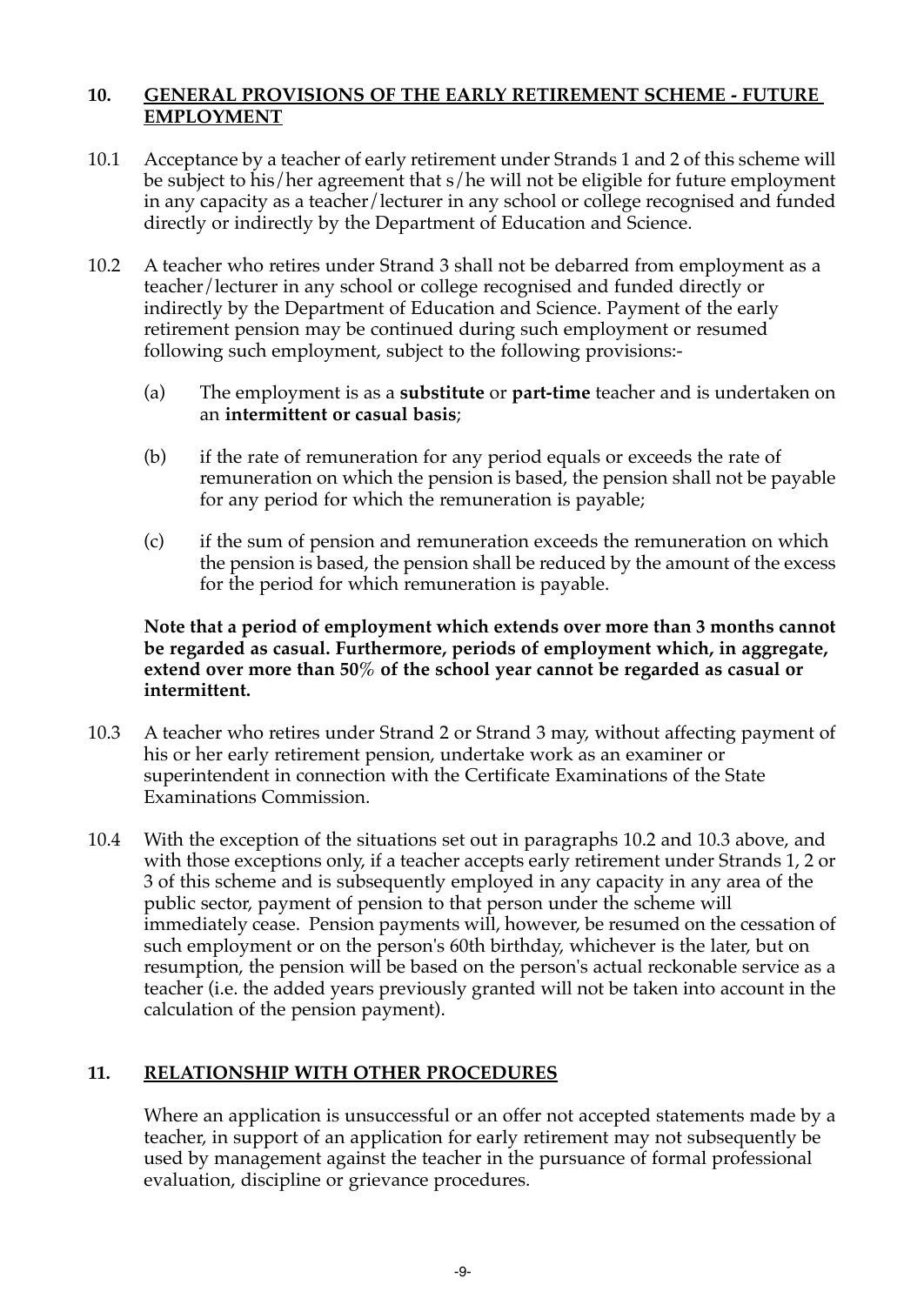## 10. GENERAL PROVISIONS OF THE EARLY RETIREMENT SCHEME - FUTURE EMPLOYMENT

10.1 Acceptance by a teacher of early retirement under Strands 1 and 2 of this scheme will be subject to his/her agreement that s/he will not be eligible for future employment in any capacity as a teacher/lecturer in any school or college recognised and funded directly or indirectly by the Department of Education and Science.

10.2 A teacher who retires under Strand 3 shall not be debarred from employment as a teacher/lecturer in any school or college recognised and funded directly or indirectly by the Department of Education and Science. Payment of the early retirement pension may be continued during such employment or resumed following such employment, subject to the following provisions:-

(a) The employment is as a **substitute** or **part-time** teacher and is undertaken on an **intermittent or casual basis**;

(b) if the rate of remuneration for any period equals or exceeds the rate of remuneration on which the pension is based, the pension shall not be payable for any period for which the remuneration is payable;

(c) if the sum of pension and remuneration exceeds the remuneration on which the pension is based, the pension shall be reduced by the amount of the excess for the period for which remuneration is payable.

**Note that a period of employment which extends over more than 3 months cannot be regarded as casual. Furthermore, periods of employment which, in aggregate, extend over more than 50% of the school year cannot be regarded as casual or intermittent.**

10.3 A teacher who retires under Strand 2 or Strand 3 may, without affecting payment of his or her early retirement pension, undertake work as an examiner or superintendent in connection with the Certificate Examinations of the State Examinations Commission.

10.4 With the exception of the situations set out in paragraphs 10.2 and 10.3 above, and with those exceptions only, if a teacher accepts early retirement under Strands 1, 2 or 3 of this scheme and is subsequently employed in any capacity in any area of the public sector, payment of pension to that person under the scheme will immediately cease. Pension payments will, however, be resumed on the cessation of such employment or on the person's 60th birthday, whichever is the later, but on resumption, the pension will be based on the person's actual reckonable service as a teacher (i.e. the added years previously granted will not be taken into account in the calculation of the pension payment).

## 11. RELATIONSHIP WITH OTHER PROCEDURES

Where an application is unsuccessful or an offer not accepted statements made by a teacher, in support of an application for early retirement may not subsequently be used by management against the teacher in the pursuance of formal professional evaluation, discipline or grievance procedures.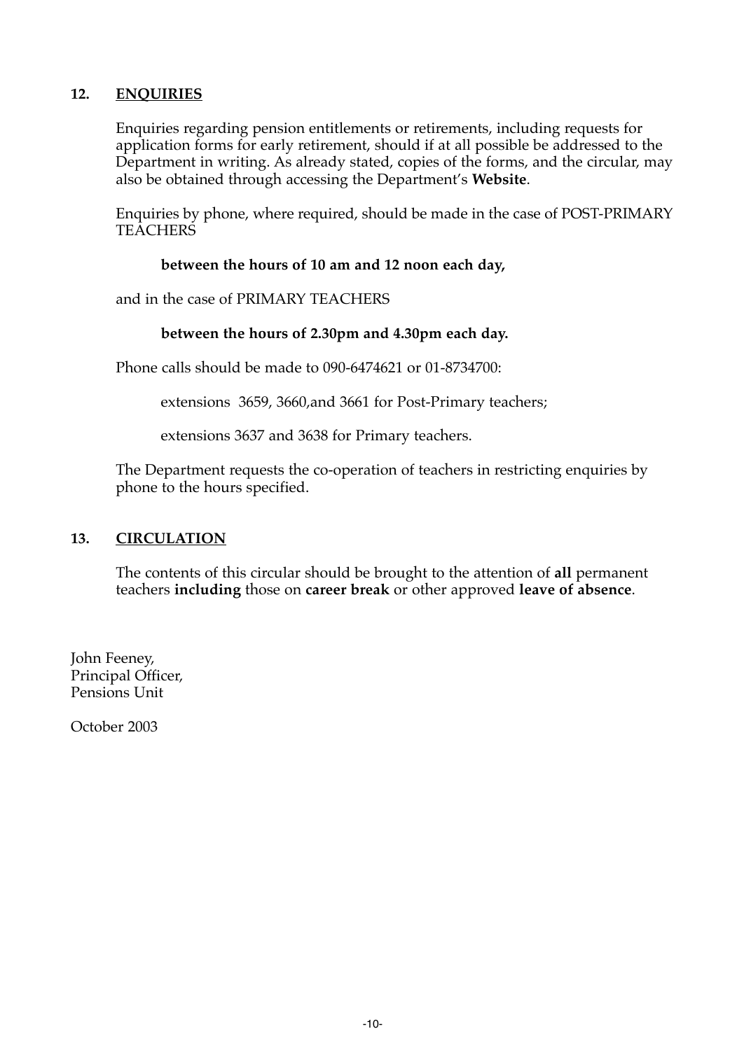## 12. ENQUIRIES

Enquiries regarding pension entitlements or retirements, including requests for application forms for early retirement, should if at all possible be addressed to the Department in writing. As already stated, copies of the forms, and the circular, may also be obtained through accessing the Department's **Website**.

Enquiries by phone, where required, should be made in the case of POST-PRIMARY TEACHERS

**between the hours of 10 am and 12 noon each day,**

and in the case of PRIMARY TEACHERS

**between the hours of 2.30pm and 4.30pm each day.**

Phone calls should be made to 090-6474621 or 01-8734700:

extensions 3659, 3660,and 3661 for Post-Primary teachers;

extensions 3637 and 3638 for Primary teachers.

The Department requests the co-operation of teachers in restricting enquiries by phone to the hours specified.

## 13. CIRCULATION

The contents of this circular should be brought to the attention of **all** permanent teachers **including** those on **career break** or other approved **leave of absence**.

John Feeney,
Principal Officer,
Pensions Unit

October 2003